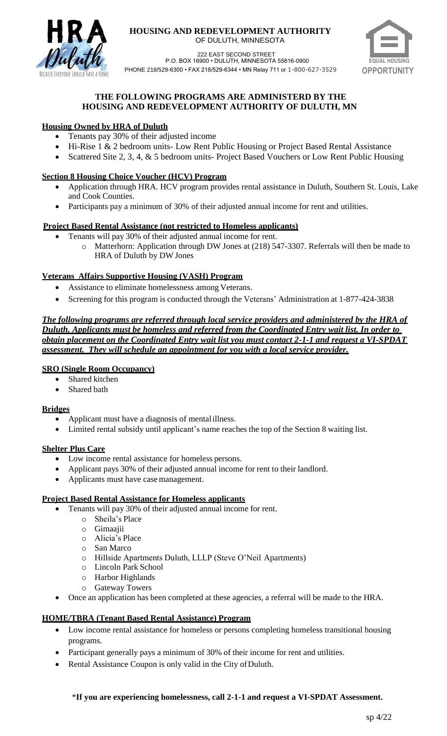**HOUSING AND REDEVELOPMENT AUTHORITY**
OF DULUTH, MINNESOTA

222 EAST SECOND STREET
P.O. BOX 16900 • DULUTH, MINNESOTA 55816-0900
PHONE 218/529-6300 • FAX 218/529-6344 • MN Relay 711 or 1-800-627-3529

# THE FOLLOWING PROGRAMS ARE ADMINISTERD BY THE HOUSING AND REDEVELOPMENT AUTHORITY OF DULUTH, MN

**Housing Owned by HRA of Duluth**

- Tenants pay 30% of their adjusted income
- Hi-Rise 1 & 2 bedroom units- Low Rent Public Housing or Project Based Rental Assistance
- Scattered Site 2, 3, 4, & 5 bedroom units- Project Based Vouchers or Low Rent Public Housing

**Section 8 Housing Choice Voucher (HCV) Program**

- Application through HRA. HCV program provides rental assistance in Duluth, Southern St. Louis, Lake and Cook Counties.
- Participants pay a minimum of 30% of their adjusted annual income for rent and utilities.

**Project Based Rental Assistance (not restricted to Homeless applicants)**

- Tenants will pay 30% of their adjusted annual income for rent.
  - Matterhorn: Application through DW Jones at (218) 547-3307. Referrals will then be made to HRA of Duluth by DW Jones

**Veterans Affairs Supportive Housing (VASH) Program**

- Assistance to eliminate homelessness among Veterans.
- Screening for this program is conducted through the Veterans' Administration at 1-877-424-3838

***The following programs are referred through local service providers and administered by the HRA of Duluth. Applicants must be homeless and referred from the Coordinated Entry wait list. In order to obtain placement on the Coordinated Entry wait list you must contact 2-1-1 and request a VI-SPDAT assessment. They will schedule an appointment for you with a local service provider.***

**SRO (Single Room Occupancy)**

- Shared kitchen
- Shared bath

**Bridges**

- Applicant must have a diagnosis of mental illness.
- Limited rental subsidy until applicant's name reaches the top of the Section 8 waiting list.

**Shelter Plus Care**

- Low income rental assistance for homeless persons.
- Applicant pays 30% of their adjusted annual income for rent to their landlord.
- Applicants must have case management.

**Project Based Rental Assistance for Homeless applicants**

- Tenants will pay 30% of their adjusted annual income for rent.
  - Sheila's Place
  - Gimaajii
  - Alicia's Place
  - San Marco
  - Hillside Apartments Duluth, LLLP (Steve O'Neil Apartments)
  - Lincoln Park School
  - Harbor Highlands
  - Gateway Towers
- Once an application has been completed at these agencies, a referral will be made to the HRA.

**HOME/TBRA (Tenant Based Rental Assistance) Program**

- Low income rental assistance for homeless or persons completing homeless transitional housing programs.
- Participant generally pays a minimum of 30% of their income for rent and utilities.
- Rental Assistance Coupon is only valid in the City of Duluth.

\***If you are experiencing homelessness, call 2-1-1 and request a VI-SPDAT Assessment.**

sp 4/22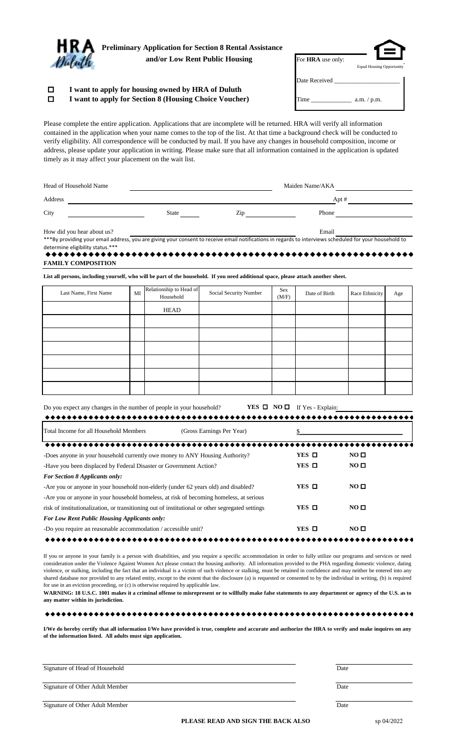# Preliminary Application for Section 8 Rental Assistance and/or Low Rent Public Housing

For **HRA** use only:

Equal Housing Opportunity

Date Received ____________________

Time ____________ a.m. / p.m.

☐ **I want to apply for housing owned by HRA of Duluth**

☐ **I want to apply for Section 8 (Housing Choice Voucher)**

Please complete the entire application. Applications that are incomplete will be returned. HRA will verify all information contained in the application when your name comes to the top of the list. At that time a background check will be conducted to verify eligibility. All correspondence will be conducted by mail. If you have any changes in household composition, income or address, please update your application in writing. Please make sure that all information contained in the application is updated timely as it may affect your placement on the wait list.

Head of Household Name ______________________________ Maiden Name/AKA ____________________

Address ______________________________________________ Apt # ____________

City ____________________ State ______ Zip ____________ Phone ____________________

How did you hear about us? ______________________________ Email ____________________

***By providing your email address, you are giving your consent to receive email notifications in regards to interviews scheduled for your household to determine eligibility status.***

## FAMILY COMPOSITION

**List all persons, including yourself, who will be part of the household. If you need additional space, please attach another sheet.**

| Last Name, First Name | MI | Relationship to Head of Household | Social Security Number | Sex (M/F) | Date of Birth | Race Ethnicity | Age |
|---|---|---|---|---|---|---|---|
| | | HEAD | | | | | |
| | | | | | | | |
| | | | | | | | |
| | | | | | | | |
| | | | | | | | |
| | | | | | | | |
| | | | | | | | |

Do you expect any changes in the number of people in your household? **YES** ☐ **NO** ☐ If Yes - Explain: ____________________

| Total Income for all Household Members | (Gross Earnings Per Year) | $ |
|---|---|---|

| | | |
|---|---|---|
| -Does anyone in your household currently owe money to ANY Housing Authority? | **YES** ☐ | **NO** ☐ |
| -Have you been displaced by Federal Disaster or Government Action? | **YES** ☐ | **NO** ☐ |
| ***For Section 8 Applicants only:*** | | |
| -Are you or anyone in your household non-elderly (under 62 years old) and disabled? | **YES** ☐ | **NO** ☐ |
| -Are you or anyone in your household homeless, at risk of becoming homeless, at serious risk of institutionalization, or transitioning out of institutional or other segregated settings | **YES** ☐ | **NO** ☐ |
| ***For Low Rent Public Housing Applicants only:*** | | |
| -Do you require an reasonable accommodation / accessible unit? | **YES** ☐ | **NO** ☐ |

If you or anyone in your family is a person with disabilities, and you require a specific accommodation in order to fully utilize our programs and services or need consideration under the Violence Against Women Act please contact the housing authority. All information provided to the PHA regarding domestic violence, dating violence, or stalking, including the fact that an individual is a victim of such violence or stalking, must be retained in confidence and may neither be entered into any shared database nor provided to any related entity, except to the extent that the disclosure (a) is requested or consented to by the individual in writing, (b) is required for use in an eviction proceeding, or (c) is otherwise required by applicable law.

**WARNING: 18 U.S.C. 1001 makes it a criminal offense to misrepresent or to willfully make false statements to any department or agency of the U.S. as to any matter within its jurisdiction.**

**I/We do hereby certify that all information I/We have provided is true, complete and accurate and authorize the HRA to verify and make inquires on any of the information listed. All adults must sign application.**

Signature of Head of Household ______________________________ Date ____________

Signature of Other Adult Member ______________________________ Date ____________

Signature of Other Adult Member ______________________________ Date ____________

**PLEASE READ AND SIGN THE BACK ALSO**

sp 04/2022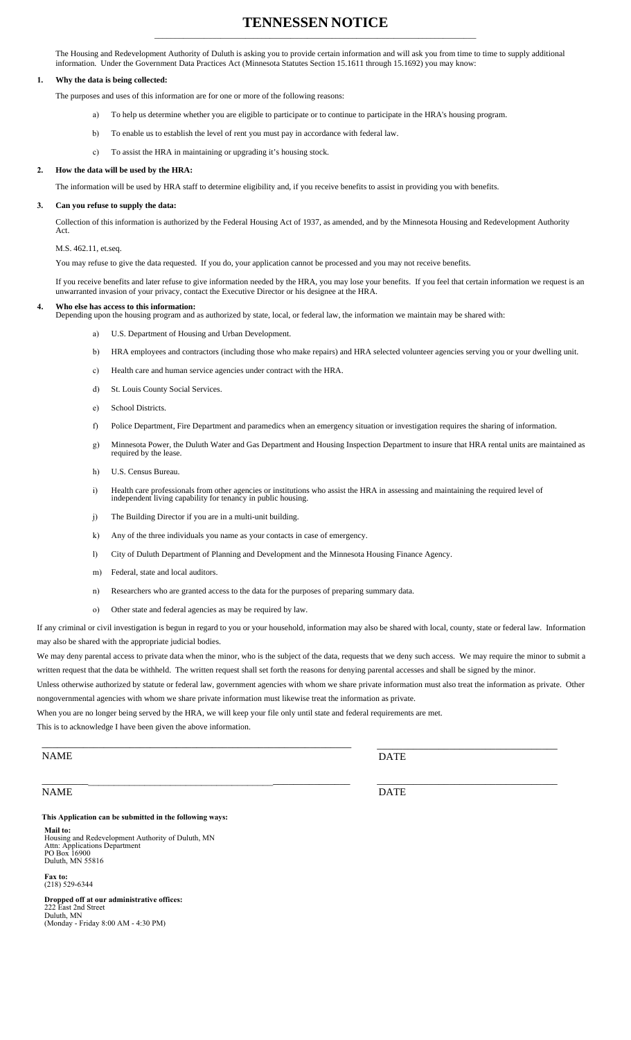# TENNESSEN NOTICE

The Housing and Redevelopment Authority of Duluth is asking you to provide certain information and will ask you from time to time to supply additional information. Under the Government Data Practices Act (Minnesota Statutes Section 15.1611 through 15.1692) you may know:

**1. Why the data is being collected:**

The purposes and uses of this information are for one or more of the following reasons:

a) To help us determine whether you are eligible to participate or to continue to participate in the HRA's housing program.

b) To enable us to establish the level of rent you must pay in accordance with federal law.

c) To assist the HRA in maintaining or upgrading it's housing stock.

**2. How the data will be used by the HRA:**

The information will be used by HRA staff to determine eligibility and, if you receive benefits to assist in providing you with benefits.

**3. Can you refuse to supply the data:**

Collection of this information is authorized by the Federal Housing Act of 1937, as amended, and by the Minnesota Housing and Redevelopment Authority Act.

M.S. 462.11, et.seq.

You may refuse to give the data requested. If you do, your application cannot be processed and you may not receive benefits.

If you receive benefits and later refuse to give information needed by the HRA, you may lose your benefits. If you feel that certain information we request is an unwarranted invasion of your privacy, contact the Executive Director or his designee at the HRA.

**4. Who else has access to this information:**
Depending upon the housing program and as authorized by state, local, or federal law, the information we maintain may be shared with:

a) U.S. Department of Housing and Urban Development.

b) HRA employees and contractors (including those who make repairs) and HRA selected volunteer agencies serving you or your dwelling unit.

c) Health care and human service agencies under contract with the HRA.

d) St. Louis County Social Services.

e) School Districts.

f) Police Department, Fire Department and paramedics when an emergency situation or investigation requires the sharing of information.

g) Minnesota Power, the Duluth Water and Gas Department and Housing Inspection Department to insure that HRA rental units are maintained as required by the lease.

h) U.S. Census Bureau.

i) Health care professionals from other agencies or institutions who assist the HRA in assessing and maintaining the required level of independent living capability for tenancy in public housing.

j) The Building Director if you are in a multi-unit building.

k) Any of the three individuals you name as your contacts in case of emergency.

l) City of Duluth Department of Planning and Development and the Minnesota Housing Finance Agency.

m) Federal, state and local auditors.

n) Researchers who are granted access to the data for the purposes of preparing summary data.

o) Other state and federal agencies as may be required by law.

If any criminal or civil investigation is begun in regard to you or your household, information may also be shared with local, county, state or federal law. Information may also be shared with the appropriate judicial bodies.

We may deny parental access to private data when the minor, who is the subject of the data, requests that we deny such access. We may require the minor to submit a written request that the data be withheld. The written request shall set forth the reasons for denying parental accesses and shall be signed by the minor.

Unless otherwise authorized by statute or federal law, government agencies with whom we share private information must also treat the information as private. Other nongovernmental agencies with whom we share private information must likewise treat the information as private.

When you are no longer being served by the HRA, we will keep your file only until state and federal requirements are met.

This is to acknowledge I have been given the above information.

NAME ________________________________ DATE ____________________

NAME ________________________________ DATE ____________________

**This Application can be submitted in the following ways:**

**Mail to:**
Housing and Redevelopment Authority of Duluth, MN
Attn: Applications Department
PO Box 16900
Duluth, MN 55816

**Fax to:**
(218) 529-6344

**Dropped off at our administrative offices:**
222 East 2nd Street
Duluth, MN
(Monday - Friday 8:00 AM - 4:30 PM)